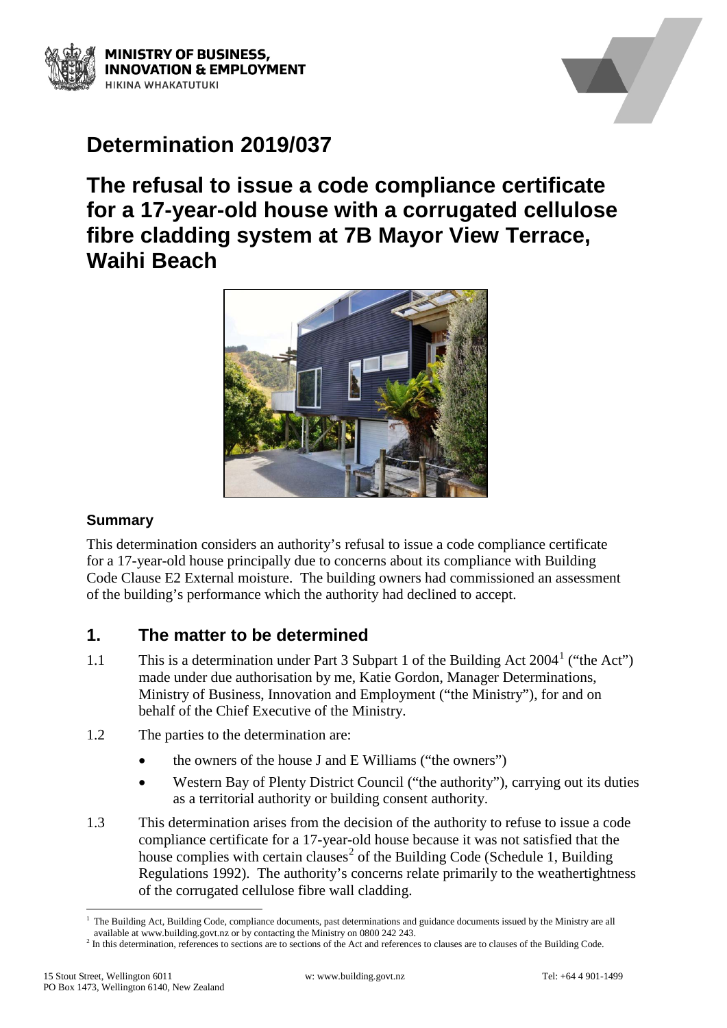MINISTRY OF BUSINESS, INNOVATION & EMPLOYMENT
HIKINA WHAKATUTUKI

# Determination 2019/037

# The refusal to issue a code compliance certificate for a 17-year-old house with a corrugated cellulose fibre cladding system at 7B Mayor View Terrace, Waihi Beach

### Summary

This determination considers an authority's refusal to issue a code compliance certificate for a 17-year-old house principally due to concerns about its compliance with Building Code Clause E2 External moisture. The building owners had commissioned an assessment of the building's performance which the authority had declined to accept.

## 1. The matter to be determined

1.1 This is a determination under Part 3 Subpart 1 of the Building Act 2004[1] ("the Act") made under due authorisation by me, Katie Gordon, Manager Determinations, Ministry of Business, Innovation and Employment ("the Ministry"), for and on behalf of the Chief Executive of the Ministry.

1.2 The parties to the determination are:

- the owners of the house J and E Williams ("the owners")
- Western Bay of Plenty District Council ("the authority"), carrying out its duties as a territorial authority or building consent authority.

1.3 This determination arises from the decision of the authority to refuse to issue a code compliance certificate for a 17-year-old house because it was not satisfied that the house complies with certain clauses[2] of the Building Code (Schedule 1, Building Regulations 1992). The authority's concerns relate primarily to the weathertightness of the corrugated cellulose fibre wall cladding.

---

[1] The Building Act, Building Code, compliance documents, past determinations and guidance documents issued by the Ministry are all available at www.building.govt.nz or by contacting the Ministry on 0800 242 243.

[2] In this determination, references to sections are to sections of the Act and references to clauses are to clauses of the Building Code.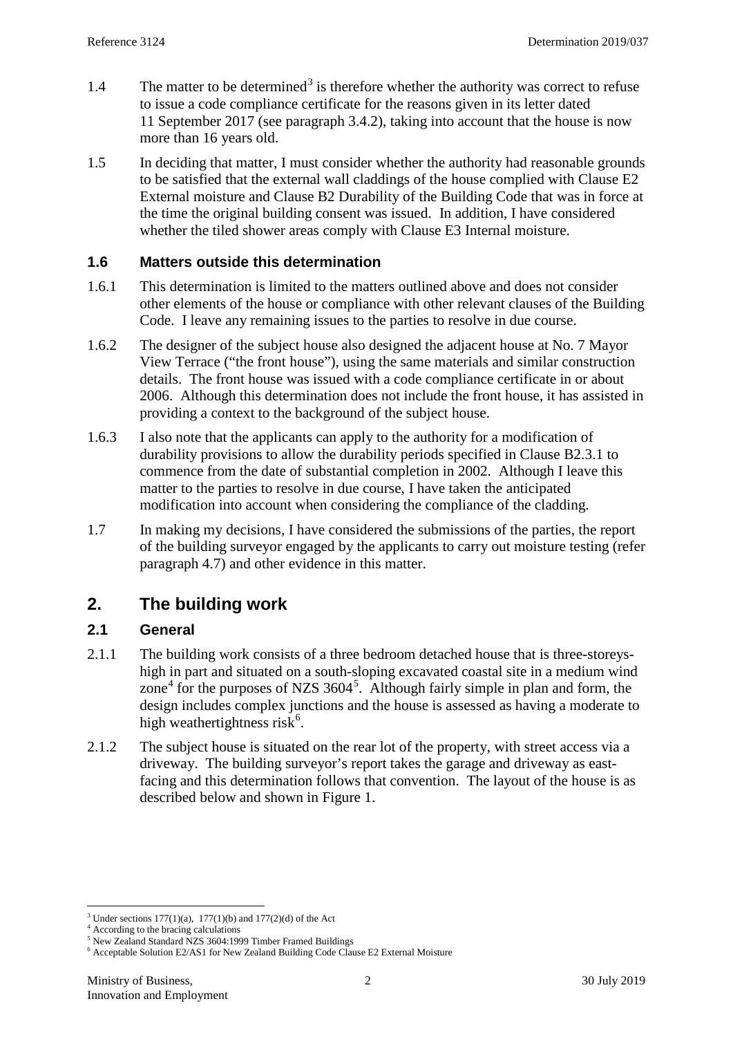1.4 The matter to be determined[3] is therefore whether the authority was correct to refuse to issue a code compliance certificate for the reasons given in its letter dated 11 September 2017 (see paragraph 3.4.2), taking into account that the house is now more than 16 years old.

1.5 In deciding that matter, I must consider whether the authority had reasonable grounds to be satisfied that the external wall claddings of the house complied with Clause E2 External moisture and Clause B2 Durability of the Building Code that was in force at the time the original building consent was issued. In addition, I have considered whether the tiled shower areas comply with Clause E3 Internal moisture.

### 1.6 Matters outside this determination

1.6.1 This determination is limited to the matters outlined above and does not consider other elements of the house or compliance with other relevant clauses of the Building Code. I leave any remaining issues to the parties to resolve in due course.

1.6.2 The designer of the subject house also designed the adjacent house at No. 7 Mayor View Terrace ("the front house"), using the same materials and similar construction details. The front house was issued with a code compliance certificate in or about 2006. Although this determination does not include the front house, it has assisted in providing a context to the background of the subject house.

1.6.3 I also note that the applicants can apply to the authority for a modification of durability provisions to allow the durability periods specified in Clause B2.3.1 to commence from the date of substantial completion in 2002. Although I leave this matter to the parties to resolve in due course, I have taken the anticipated modification into account when considering the compliance of the cladding.

1.7 In making my decisions, I have considered the submissions of the parties, the report of the building surveyor engaged by the applicants to carry out moisture testing (refer paragraph 4.7) and other evidence in this matter.

## 2. The building work

### 2.1 General

2.1.1 The building work consists of a three bedroom detached house that is three-storeys-high in part and situated on a south-sloping excavated coastal site in a medium wind zone[4] for the purposes of NZS 3604[5]. Although fairly simple in plan and form, the design includes complex junctions and the house is assessed as having a moderate to high weathertightness risk[6].

2.1.2 The subject house is situated on the rear lot of the property, with street access via a driveway. The building surveyor's report takes the garage and driveway as east-facing and this determination follows that convention. The layout of the house is as described below and shown in Figure 1.

---

[3] Under sections 177(1)(a), 177(1)(b) and 177(2)(d) of the Act

[4] According to the bracing calculations

[5] New Zealand Standard NZS 3604:1999 Timber Framed Buildings

[6] Acceptable Solution E2/AS1 for New Zealand Building Code Clause E2 External Moisture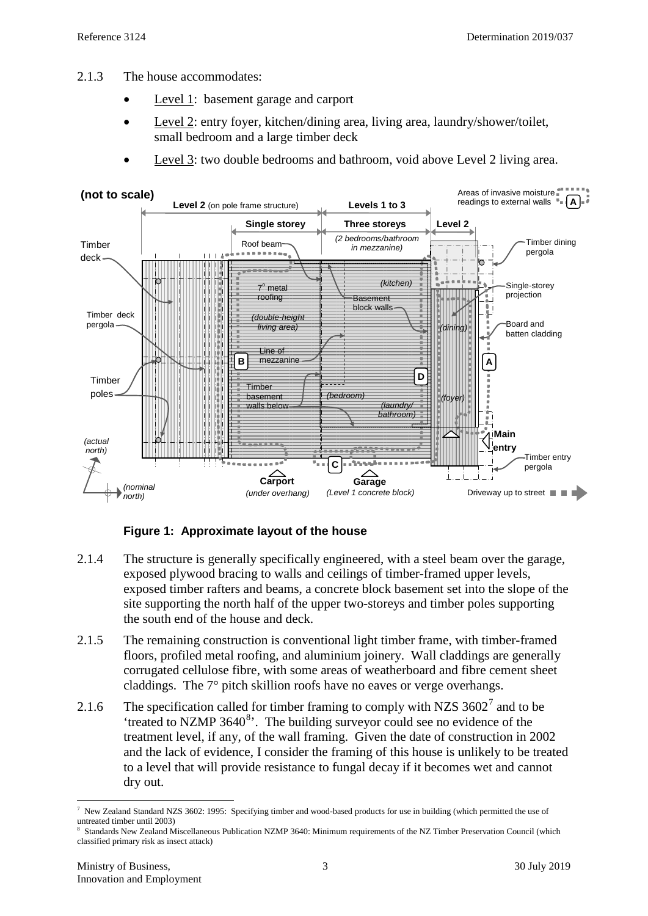2.1.3 The house accommodates:

- Level 1: basement garage and carport
- Level 2: entry foyer, kitchen/dining area, living area, laundry/shower/toilet, small bedroom and a large timber deck
- Level 3: two double bedrooms and bathroom, void above Level 2 living area.

**Figure 1: Approximate layout of the house**

2.1.4 The structure is generally specifically engineered, with a steel beam over the garage, exposed plywood bracing to walls and ceilings of timber-framed upper levels, exposed timber rafters and beams, a concrete block basement set into the slope of the site supporting the north half of the upper two-storeys and timber poles supporting the south end of the house and deck.

2.1.5 The remaining construction is conventional light timber frame, with timber-framed floors, profiled metal roofing, and aluminium joinery. Wall claddings are generally corrugated cellulose fibre, with some areas of weatherboard and fibre cement sheet claddings. The 7° pitch skillion roofs have no eaves or verge overhangs.

2.1.6 The specification called for timber framing to comply with NZS 3602[7] and to be 'treated to NZMP 3640[8]'. The building surveyor could see no evidence of the treatment level, if any, of the wall framing. Given the date of construction in 2002 and the lack of evidence, I consider the framing of this house is unlikely to be treated to a level that will provide resistance to fungal decay if it becomes wet and cannot dry out.

---

[7] New Zealand Standard NZS 3602: 1995: Specifying timber and wood-based products for use in building (which permitted the use of untreated timber until 2003)

[8] Standards New Zealand Miscellaneous Publication NZMP 3640: Minimum requirements of the NZ Timber Preservation Council (which classified primary risk as insect attack)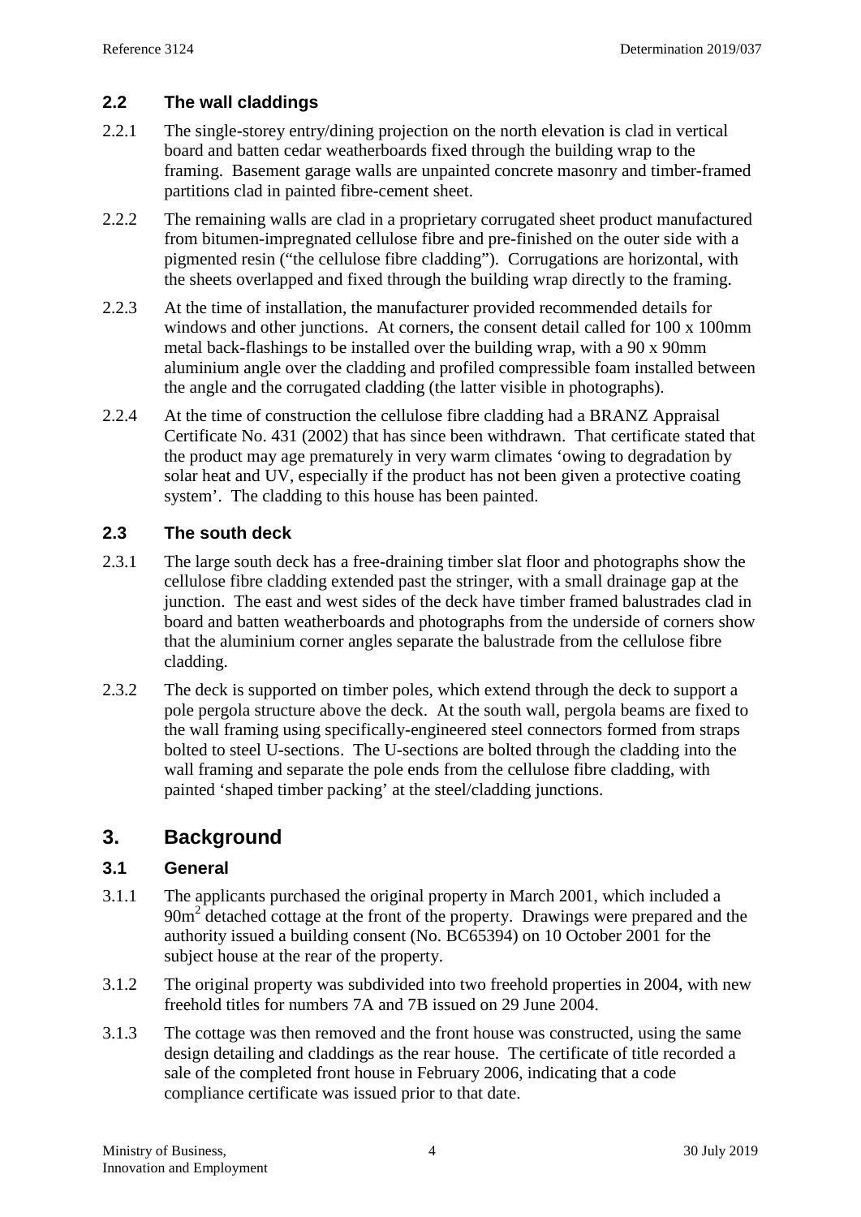### 2.2 The wall claddings

2.2.1 The single-storey entry/dining projection on the north elevation is clad in vertical board and batten cedar weatherboards fixed through the building wrap to the framing. Basement garage walls are unpainted concrete masonry and timber-framed partitions clad in painted fibre-cement sheet.

2.2.2 The remaining walls are clad in a proprietary corrugated sheet product manufactured from bitumen-impregnated cellulose fibre and pre-finished on the outer side with a pigmented resin ("the cellulose fibre cladding"). Corrugations are horizontal, with the sheets overlapped and fixed through the building wrap directly to the framing.

2.2.3 At the time of installation, the manufacturer provided recommended details for windows and other junctions. At corners, the consent detail called for 100 x 100mm metal back-flashings to be installed over the building wrap, with a 90 x 90mm aluminium angle over the cladding and profiled compressible foam installed between the angle and the corrugated cladding (the latter visible in photographs).

2.2.4 At the time of construction the cellulose fibre cladding had a BRANZ Appraisal Certificate No. 431 (2002) that has since been withdrawn. That certificate stated that the product may age prematurely in very warm climates 'owing to degradation by solar heat and UV, especially if the product has not been given a protective coating system'. The cladding to this house has been painted.

### 2.3 The south deck

2.3.1 The large south deck has a free-draining timber slat floor and photographs show the cellulose fibre cladding extended past the stringer, with a small drainage gap at the junction. The east and west sides of the deck have timber framed balustrades clad in board and batten weatherboards and photographs from the underside of corners show that the aluminium corner angles separate the balustrade from the cellulose fibre cladding.

2.3.2 The deck is supported on timber poles, which extend through the deck to support a pole pergola structure above the deck. At the south wall, pergola beams are fixed to the wall framing using specifically-engineered steel connectors formed from straps bolted to steel U-sections. The U-sections are bolted through the cladding into the wall framing and separate the pole ends from the cellulose fibre cladding, with painted 'shaped timber packing' at the steel/cladding junctions.

## 3. Background

### 3.1 General

3.1.1 The applicants purchased the original property in March 2001, which included a $90m^2$ detached cottage at the front of the property. Drawings were prepared and the authority issued a building consent (No. BC65394) on 10 October 2001 for the subject house at the rear of the property.

3.1.2 The original property was subdivided into two freehold properties in 2004, with new freehold titles for numbers 7A and 7B issued on 29 June 2004.

3.1.3 The cottage was then removed and the front house was constructed, using the same design detailing and claddings as the rear house. The certificate of title recorded a sale of the completed front house in February 2006, indicating that a code compliance certificate was issued prior to that date.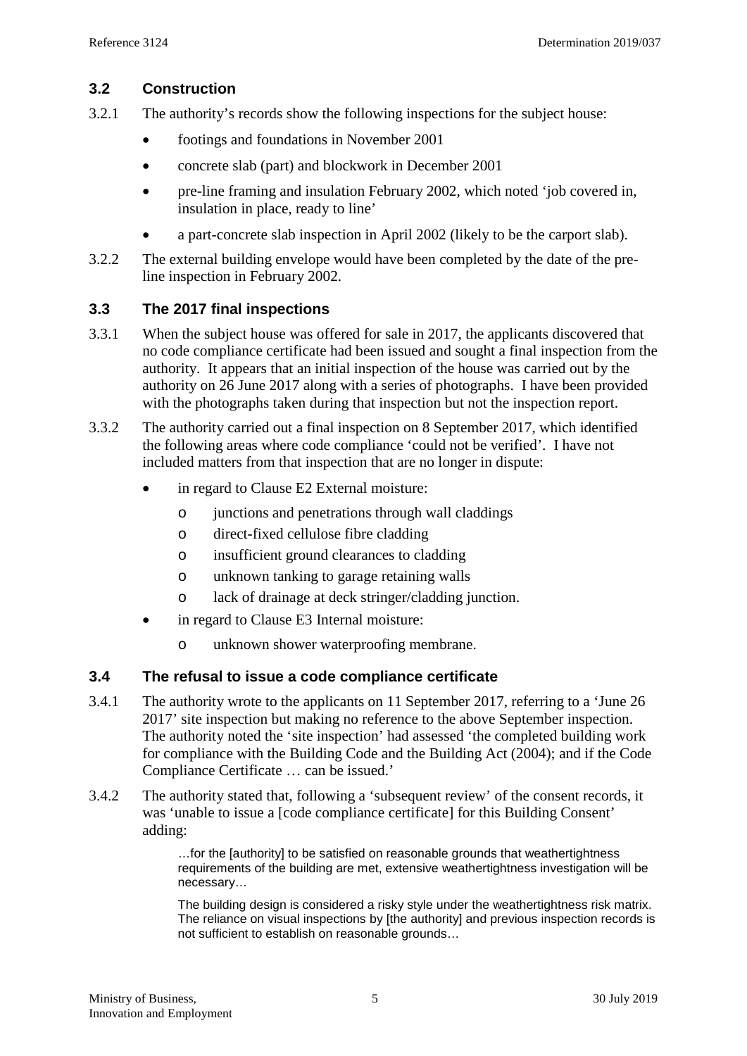### 3.2 Construction

3.2.1 The authority's records show the following inspections for the subject house:

- footings and foundations in November 2001
- concrete slab (part) and blockwork in December 2001
- pre-line framing and insulation February 2002, which noted 'job covered in, insulation in place, ready to line'
- a part-concrete slab inspection in April 2002 (likely to be the carport slab).

3.2.2 The external building envelope would have been completed by the date of the pre-line inspection in February 2002.

### 3.3 The 2017 final inspections

3.3.1 When the subject house was offered for sale in 2017, the applicants discovered that no code compliance certificate had been issued and sought a final inspection from the authority. It appears that an initial inspection of the house was carried out by the authority on 26 June 2017 along with a series of photographs. I have been provided with the photographs taken during that inspection but not the inspection report.

3.3.2 The authority carried out a final inspection on 8 September 2017, which identified the following areas where code compliance 'could not be verified'. I have not included matters from that inspection that are no longer in dispute:

- in regard to Clause E2 External moisture:
  - junctions and penetrations through wall claddings
  - direct-fixed cellulose fibre cladding
  - insufficient ground clearances to cladding
  - unknown tanking to garage retaining walls
  - lack of drainage at deck stringer/cladding junction.
- in regard to Clause E3 Internal moisture:
  - unknown shower waterproofing membrane.

### 3.4 The refusal to issue a code compliance certificate

3.4.1 The authority wrote to the applicants on 11 September 2017, referring to a 'June 26 2017' site inspection but making no reference to the above September inspection. The authority noted the 'site inspection' had assessed 'the completed building work for compliance with the Building Code and the Building Act (2004); and if the Code Compliance Certificate … can be issued.'

3.4.2 The authority stated that, following a 'subsequent review' of the consent records, it was 'unable to issue a [code compliance certificate] for this Building Consent' adding:

> …for the [authority] to be satisfied on reasonable grounds that weathertightness requirements of the building are met, extensive weathertightness investigation will be necessary…
>
> The building design is considered a risky style under the weathertightness risk matrix. The reliance on visual inspections by [the authority] and previous inspection records is not sufficient to establish on reasonable grounds…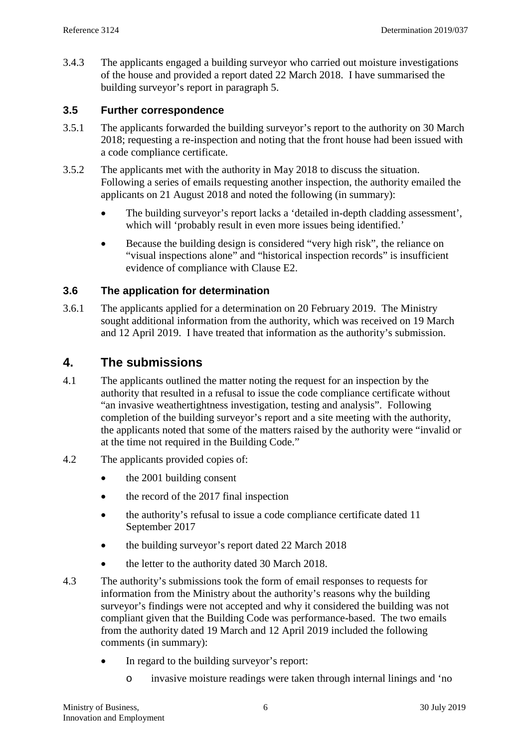3.4.3 The applicants engaged a building surveyor who carried out moisture investigations of the house and provided a report dated 22 March 2018. I have summarised the building surveyor's report in paragraph 5.

### 3.5 Further correspondence

3.5.1 The applicants forwarded the building surveyor's report to the authority on 30 March 2018; requesting a re-inspection and noting that the front house had been issued with a code compliance certificate.

3.5.2 The applicants met with the authority in May 2018 to discuss the situation. Following a series of emails requesting another inspection, the authority emailed the applicants on 21 August 2018 and noted the following (in summary):

- The building surveyor's report lacks a 'detailed in-depth cladding assessment', which will 'probably result in even more issues being identified.'
- Because the building design is considered "very high risk", the reliance on "visual inspections alone" and "historical inspection records" is insufficient evidence of compliance with Clause E2.

### 3.6 The application for determination

3.6.1 The applicants applied for a determination on 20 February 2019. The Ministry sought additional information from the authority, which was received on 19 March and 12 April 2019. I have treated that information as the authority's submission.

## 4. The submissions

4.1 The applicants outlined the matter noting the request for an inspection by the authority that resulted in a refusal to issue the code compliance certificate without "an invasive weathertightness investigation, testing and analysis". Following completion of the building surveyor's report and a site meeting with the authority, the applicants noted that some of the matters raised by the authority were "invalid or at the time not required in the Building Code."

4.2 The applicants provided copies of:

- the 2001 building consent
- the record of the 2017 final inspection
- the authority's refusal to issue a code compliance certificate dated 11 September 2017
- the building surveyor's report dated 22 March 2018
- the letter to the authority dated 30 March 2018.

4.3 The authority's submissions took the form of email responses to requests for information from the Ministry about the authority's reasons why the building surveyor's findings were not accepted and why it considered the building was not compliant given that the Building Code was performance-based. The two emails from the authority dated 19 March and 12 April 2019 included the following comments (in summary):

- In regard to the building surveyor's report:
  - invasive moisture readings were taken through internal linings and 'no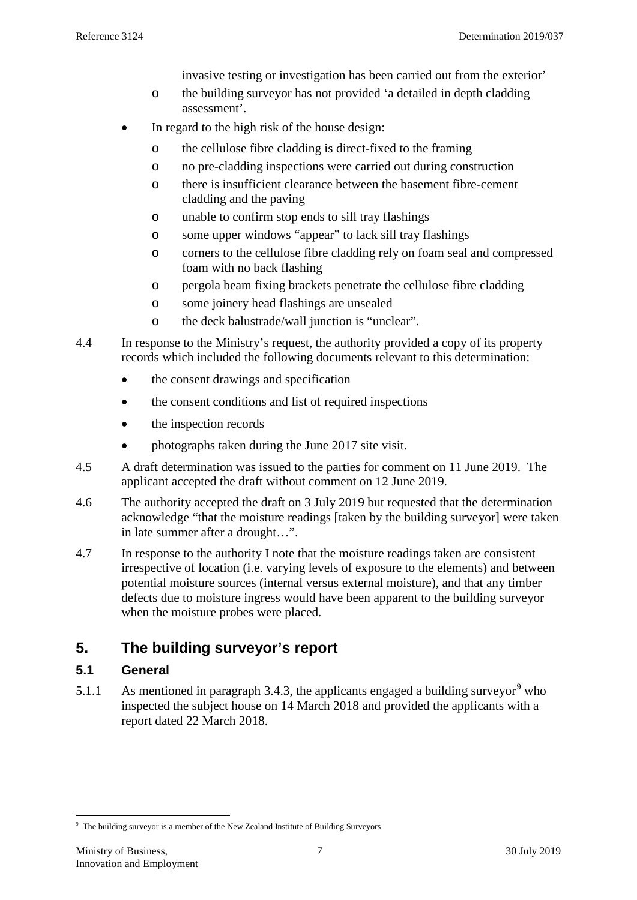invasive testing or investigation has been carried out from the exterior'

  - the building surveyor has not provided 'a detailed in depth cladding assessment'.

- In regard to the high risk of the house design:
  - the cellulose fibre cladding is direct-fixed to the framing
  - no pre-cladding inspections were carried out during construction
  - there is insufficient clearance between the basement fibre-cement cladding and the paving
  - unable to confirm stop ends to sill tray flashings
  - some upper windows "appear" to lack sill tray flashings
  - corners to the cellulose fibre cladding rely on foam seal and compressed foam with no back flashing
  - pergola beam fixing brackets penetrate the cellulose fibre cladding
  - some joinery head flashings are unsealed
  - the deck balustrade/wall junction is "unclear".

4.4 In response to the Ministry's request, the authority provided a copy of its property records which included the following documents relevant to this determination:

- the consent drawings and specification
- the consent conditions and list of required inspections
- the inspection records
- photographs taken during the June 2017 site visit.

4.5 A draft determination was issued to the parties for comment on 11 June 2019. The applicant accepted the draft without comment on 12 June 2019.

4.6 The authority accepted the draft on 3 July 2019 but requested that the determination acknowledge "that the moisture readings [taken by the building surveyor] were taken in late summer after a drought…".

4.7 In response to the authority I note that the moisture readings taken are consistent irrespective of location (i.e. varying levels of exposure to the elements) and between potential moisture sources (internal versus external moisture), and that any timber defects due to moisture ingress would have been apparent to the building surveyor when the moisture probes were placed.

## 5. The building surveyor's report

### 5.1 General

5.1.1 As mentioned in paragraph 3.4.3, the applicants engaged a building surveyor[9] who inspected the subject house on 14 March 2018 and provided the applicants with a report dated 22 March 2018.

[9] The building surveyor is a member of the New Zealand Institute of Building Surveyors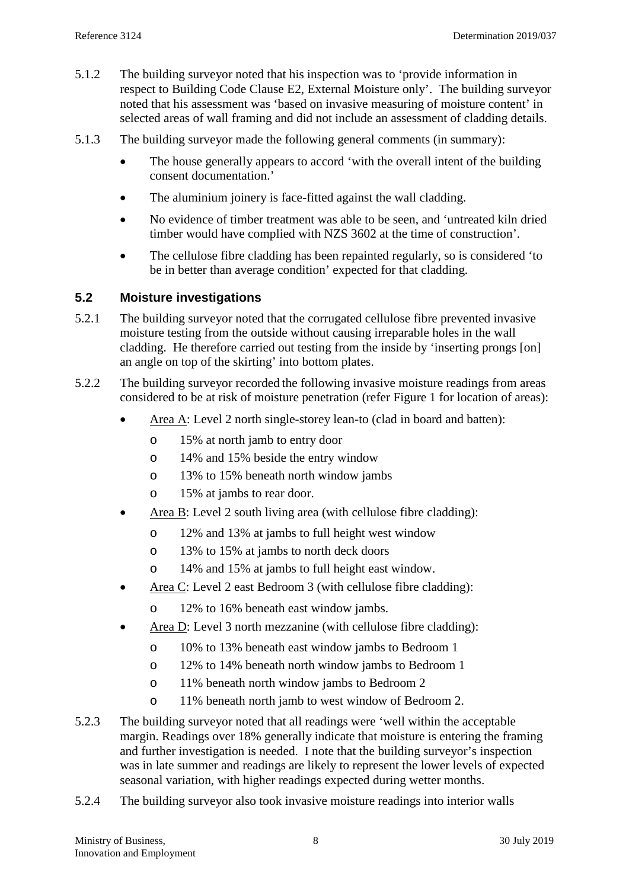5.1.2 The building surveyor noted that his inspection was to 'provide information in respect to Building Code Clause E2, External Moisture only'. The building surveyor noted that his assessment was 'based on invasive measuring of moisture content' in selected areas of wall framing and did not include an assessment of cladding details.

5.1.3 The building surveyor made the following general comments (in summary):

- The house generally appears to accord 'with the overall intent of the building consent documentation.'
- The aluminium joinery is face-fitted against the wall cladding.
- No evidence of timber treatment was able to be seen, and 'untreated kiln dried timber would have complied with NZS 3602 at the time of construction'.
- The cellulose fibre cladding has been repainted regularly, so is considered 'to be in better than average condition' expected for that cladding.

### 5.2 Moisture investigations

5.2.1 The building surveyor noted that the corrugated cellulose fibre prevented invasive moisture testing from the outside without causing irreparable holes in the wall cladding. He therefore carried out testing from the inside by 'inserting prongs [on] an angle on top of the skirting' into bottom plates.

5.2.2 The building surveyor recorded the following invasive moisture readings from areas considered to be at risk of moisture penetration (refer Figure 1 for location of areas):

- Area A: Level 2 north single-storey lean-to (clad in board and batten):
  - 15% at north jamb to entry door
  - 14% and 15% beside the entry window
  - 13% to 15% beneath north window jambs
  - 15% at jambs to rear door.
- Area B: Level 2 south living area (with cellulose fibre cladding):
  - 12% and 13% at jambs to full height west window
  - 13% to 15% at jambs to north deck doors
  - 14% and 15% at jambs to full height east window.
- Area C: Level 2 east Bedroom 3 (with cellulose fibre cladding):
  - 12% to 16% beneath east window jambs.
- Area D: Level 3 north mezzanine (with cellulose fibre cladding):
  - 10% to 13% beneath east window jambs to Bedroom 1
  - 12% to 14% beneath north window jambs to Bedroom 1
  - 11% beneath north window jambs to Bedroom 2
  - 11% beneath north jamb to west window of Bedroom 2.

5.2.3 The building surveyor noted that all readings were 'well within the acceptable margin. Readings over 18% generally indicate that moisture is entering the framing and further investigation is needed. I note that the building surveyor's inspection was in late summer and readings are likely to represent the lower levels of expected seasonal variation, with higher readings expected during wetter months.

5.2.4 The building surveyor also took invasive moisture readings into interior walls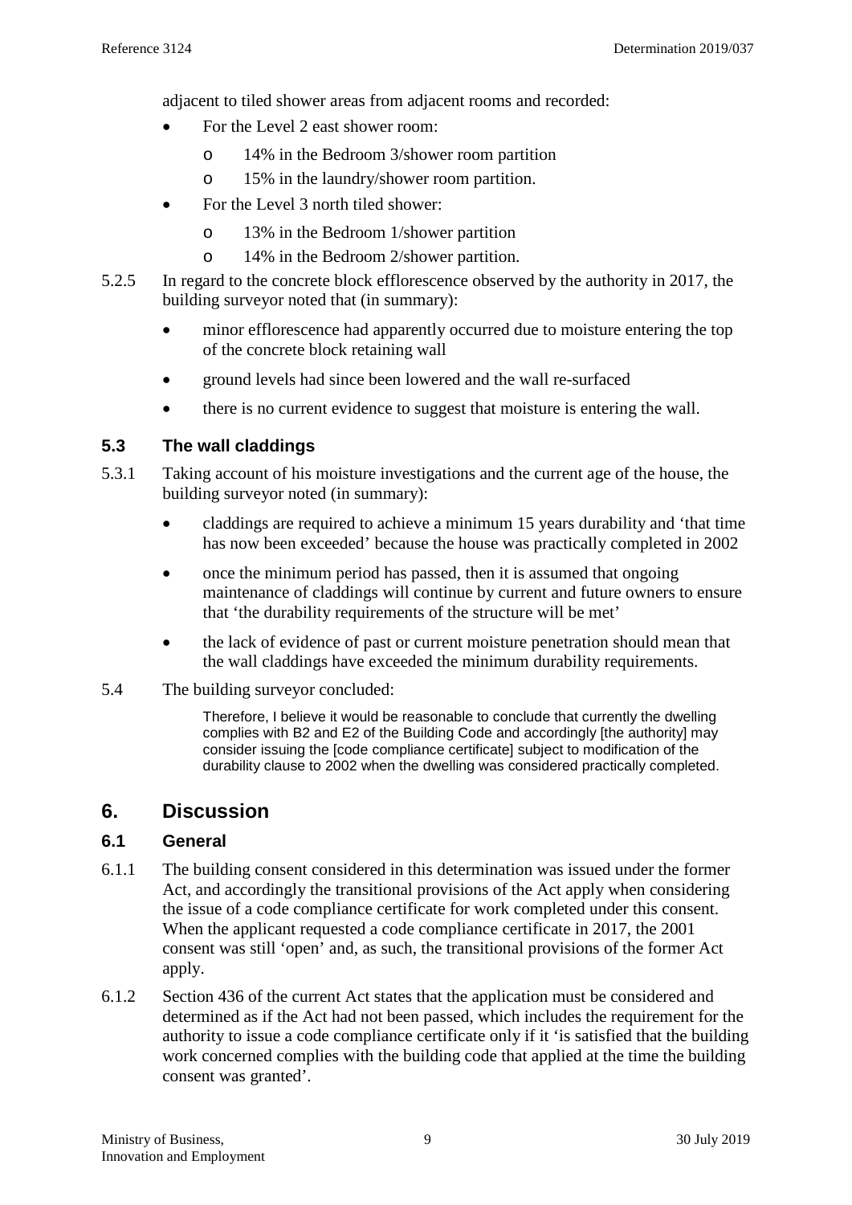adjacent to tiled shower areas from adjacent rooms and recorded:

- For the Level 2 east shower room:
  - 14% in the Bedroom 3/shower room partition
  - 15% in the laundry/shower room partition.
- For the Level 3 north tiled shower:
  - 13% in the Bedroom 1/shower partition
  - 14% in the Bedroom 2/shower partition.

5.2.5 In regard to the concrete block efflorescence observed by the authority in 2017, the building surveyor noted that (in summary):

- minor efflorescence had apparently occurred due to moisture entering the top of the concrete block retaining wall
- ground levels had since been lowered and the wall re-surfaced
- there is no current evidence to suggest that moisture is entering the wall.

### 5.3 The wall claddings

5.3.1 Taking account of his moisture investigations and the current age of the house, the building surveyor noted (in summary):

- claddings are required to achieve a minimum 15 years durability and 'that time has now been exceeded' because the house was practically completed in 2002
- once the minimum period has passed, then it is assumed that ongoing maintenance of claddings will continue by current and future owners to ensure that 'the durability requirements of the structure will be met'
- the lack of evidence of past or current moisture penetration should mean that the wall claddings have exceeded the minimum durability requirements.

5.4 The building surveyor concluded:

> Therefore, I believe it would be reasonable to conclude that currently the dwelling complies with B2 and E2 of the Building Code and accordingly [the authority] may consider issuing the [code compliance certificate] subject to modification of the durability clause to 2002 when the dwelling was considered practically completed.

## 6. Discussion

### 6.1 General

6.1.1 The building consent considered in this determination was issued under the former Act, and accordingly the transitional provisions of the Act apply when considering the issue of a code compliance certificate for work completed under this consent. When the applicant requested a code compliance certificate in 2017, the 2001 consent was still 'open' and, as such, the transitional provisions of the former Act apply.

6.1.2 Section 436 of the current Act states that the application must be considered and determined as if the Act had not been passed, which includes the requirement for the authority to issue a code compliance certificate only if it 'is satisfied that the building work concerned complies with the building code that applied at the time the building consent was granted'.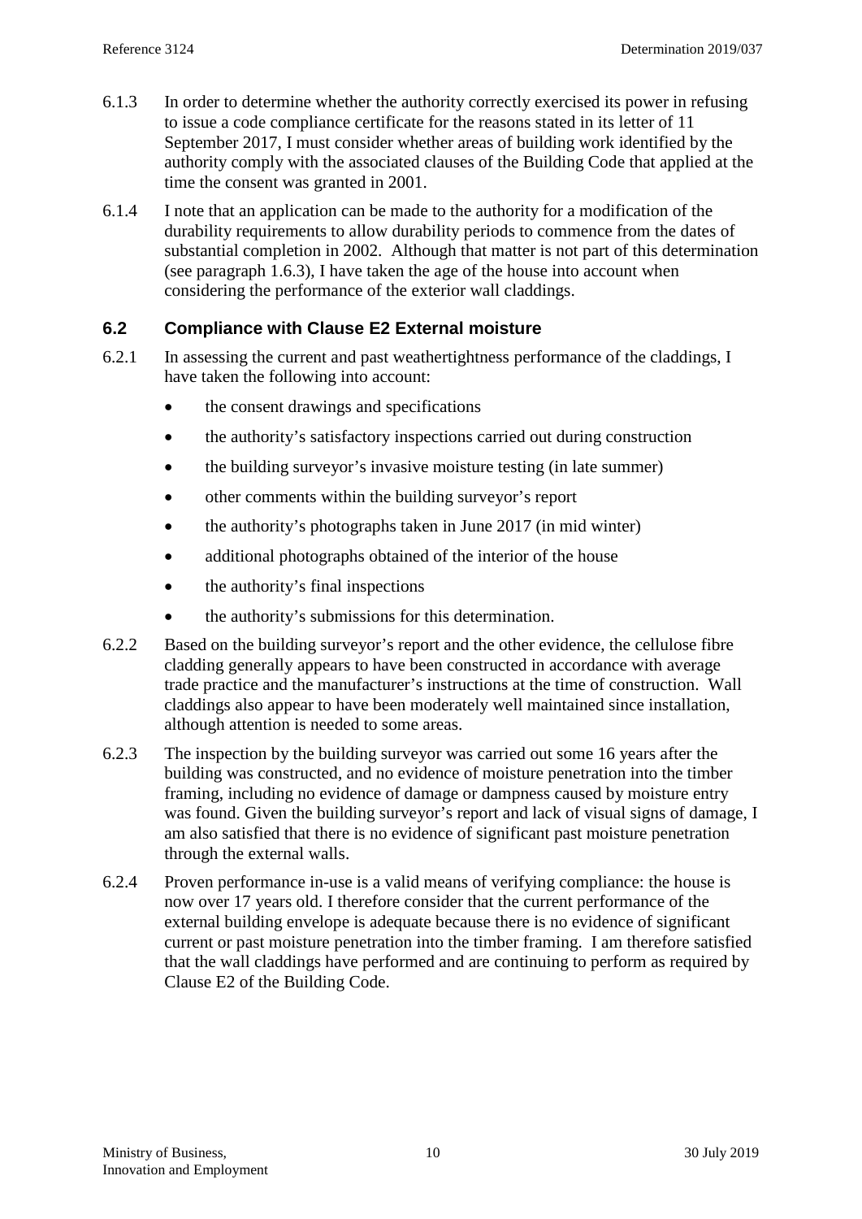6.1.3 In order to determine whether the authority correctly exercised its power in refusing to issue a code compliance certificate for the reasons stated in its letter of 11 September 2017, I must consider whether areas of building work identified by the authority comply with the associated clauses of the Building Code that applied at the time the consent was granted in 2001.

6.1.4 I note that an application can be made to the authority for a modification of the durability requirements to allow durability periods to commence from the dates of substantial completion in 2002. Although that matter is not part of this determination (see paragraph 1.6.3), I have taken the age of the house into account when considering the performance of the exterior wall claddings.

## 6.2 Compliance with Clause E2 External moisture

6.2.1 In assessing the current and past weathertightness performance of the claddings, I have taken the following into account:

- the consent drawings and specifications
- the authority's satisfactory inspections carried out during construction
- the building surveyor's invasive moisture testing (in late summer)
- other comments within the building surveyor's report
- the authority's photographs taken in June 2017 (in mid winter)
- additional photographs obtained of the interior of the house
- the authority's final inspections
- the authority's submissions for this determination.

6.2.2 Based on the building surveyor's report and the other evidence, the cellulose fibre cladding generally appears to have been constructed in accordance with average trade practice and the manufacturer's instructions at the time of construction. Wall claddings also appear to have been moderately well maintained since installation, although attention is needed to some areas.

6.2.3 The inspection by the building surveyor was carried out some 16 years after the building was constructed, and no evidence of moisture penetration into the timber framing, including no evidence of damage or dampness caused by moisture entry was found. Given the building surveyor's report and lack of visual signs of damage, I am also satisfied that there is no evidence of significant past moisture penetration through the external walls.

6.2.4 Proven performance in-use is a valid means of verifying compliance: the house is now over 17 years old. I therefore consider that the current performance of the external building envelope is adequate because there is no evidence of significant current or past moisture penetration into the timber framing. I am therefore satisfied that the wall claddings have performed and are continuing to perform as required by Clause E2 of the Building Code.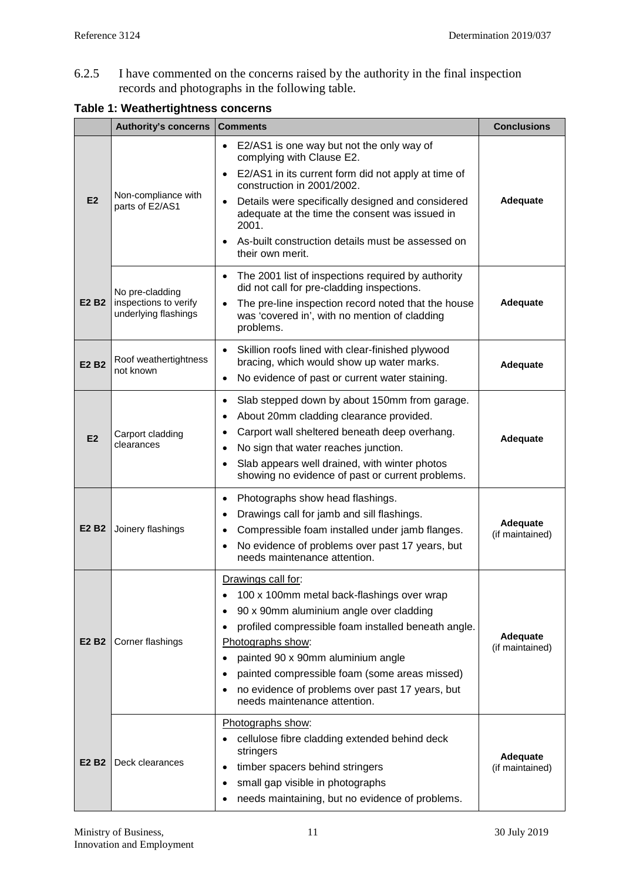6.2.5 I have commented on the concerns raised by the authority in the final inspection records and photographs in the following table.

**Table 1: Weathertightness concerns**

| | Authority's concerns | Comments | Conclusions |
|---|---|---|---|
| E2 | Non-compliance with parts of E2/AS1 | • E2/AS1 is one way but not the only way of complying with Clause E2.<br>• E2/AS1 in its current form did not apply at time of construction in 2001/2002.<br>• Details were specifically designed and considered adequate at the time the consent was issued in 2001.<br>• As-built construction details must be assessed on their own merit. | **Adequate** |
| E2 B2 | No pre-cladding inspections to verify underlying flashings | • The 2001 list of inspections required by authority did not call for pre-cladding inspections.<br>• The pre-line inspection record noted that the house was 'covered in', with no mention of cladding problems. | **Adequate** |
| E2 B2 | Roof weathertightness not known | • Skillion roofs lined with clear-finished plywood bracing, which would show up water marks.<br>• No evidence of past or current water staining. | **Adequate** |
| E2 | Carport cladding clearances | • Slab stepped down by about 150mm from garage.<br>• About 20mm cladding clearance provided.<br>• Carport wall sheltered beneath deep overhang.<br>• No sign that water reaches junction.<br>• Slab appears well drained, with winter photos showing no evidence of past or current problems. | **Adequate** |
| E2 B2 | Joinery flashings | • Photographs show head flashings.<br>• Drawings call for jamb and sill flashings.<br>• Compressible foam installed under jamb flanges.<br>• No evidence of problems over past 17 years, but needs maintenance attention. | **Adequate** (if maintained) |
| E2 B2 | Corner flashings | Drawings call for:<br>• 100 x 100mm metal back-flashings over wrap<br>• 90 x 90mm aluminium angle over cladding<br>• profiled compressible foam installed beneath angle.<br>Photographs show:<br>• painted 90 x 90mm aluminium angle<br>• painted compressible foam (some areas missed)<br>• no evidence of problems over past 17 years, but needs maintenance attention. | **Adequate** (if maintained) |
| E2 B2 | Deck clearances | Photographs show:<br>• cellulose fibre cladding extended behind deck stringers<br>• timber spacers behind stringers<br>• small gap visible in photographs<br>• needs maintaining, but no evidence of problems. | **Adequate** (if maintained) |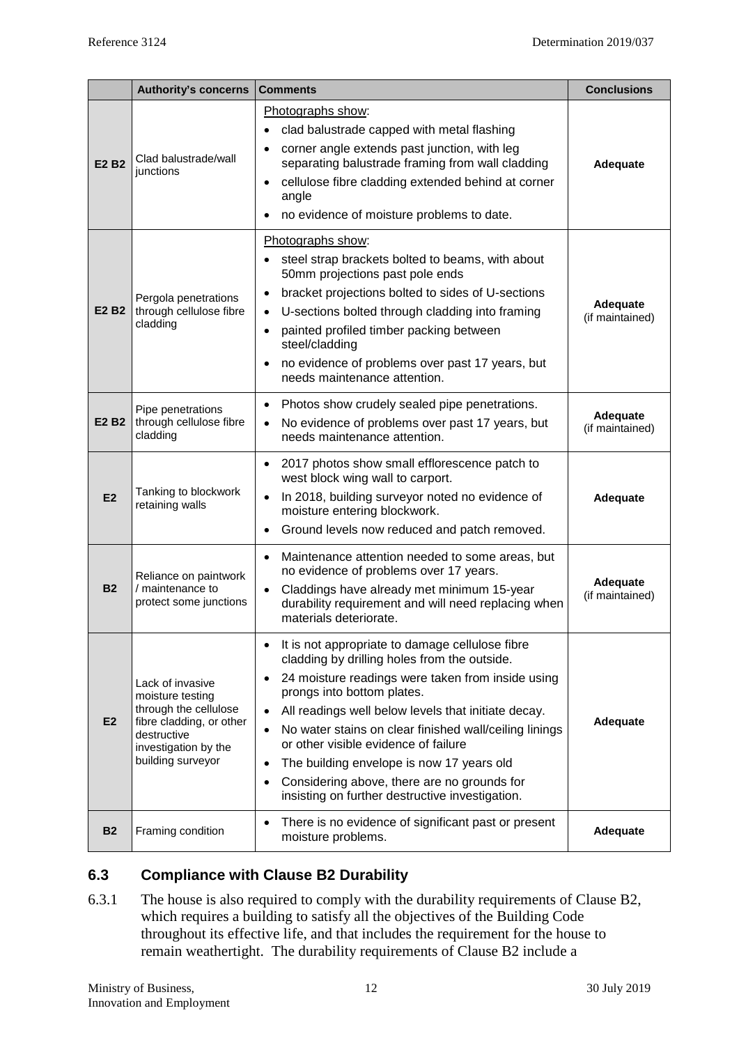| | Authority's concerns | Comments | Conclusions |
|---|---|---|---|
| **E2 B2** | Clad balustrade/wall junctions | Photographs show:<br>• clad balustrade capped with metal flashing<br>• corner angle extends past junction, with leg separating balustrade framing from wall cladding<br>• cellulose fibre cladding extended behind at corner angle<br>• no evidence of moisture problems to date. | **Adequate** |
| **E2 B2** | Pergola penetrations through cellulose fibre cladding | Photographs show:<br>• steel strap brackets bolted to beams, with about 50mm projections past pole ends<br>• bracket projections bolted to sides of U-sections<br>• U-sections bolted through cladding into framing<br>• painted profiled timber packing between steel/cladding<br>• no evidence of problems over past 17 years, but needs maintenance attention. | **Adequate** (if maintained) |
| **E2 B2** | Pipe penetrations through cellulose fibre cladding | • Photos show crudely sealed pipe penetrations.<br>• No evidence of problems over past 17 years, but needs maintenance attention. | **Adequate** (if maintained) |
| **E2** | Tanking to blockwork retaining walls | • 2017 photos show small efflorescence patch to west block wing wall to carport.<br>• In 2018, building surveyor noted no evidence of moisture entering blockwork.<br>• Ground levels now reduced and patch removed. | **Adequate** |
| **B2** | Reliance on paintwork / maintenance to protect some junctions | • Maintenance attention needed to some areas, but no evidence of problems over 17 years.<br>• Claddings have already met minimum 15-year durability requirement and will need replacing when materials deteriorate. | **Adequate** (if maintained) |
| **E2** | Lack of invasive moisture testing through the cellulose fibre cladding, or other destructive investigation by the building surveyor | • It is not appropriate to damage cellulose fibre cladding by drilling holes from the outside.<br>• 24 moisture readings were taken from inside using prongs into bottom plates.<br>• All readings well below levels that initiate decay.<br>• No water stains on clear finished wall/ceiling linings or other visible evidence of failure<br>• The building envelope is now 17 years old<br>• Considering above, there are no grounds for insisting on further destructive investigation. | **Adequate** |
| **B2** | Framing condition | • There is no evidence of significant past or present moisture problems. | **Adequate** |

### 6.3 Compliance with Clause B2 Durability

6.3.1 The house is also required to comply with the durability requirements of Clause B2, which requires a building to satisfy all the objectives of the Building Code throughout its effective life, and that includes the requirement for the house to remain weathertight. The durability requirements of Clause B2 include a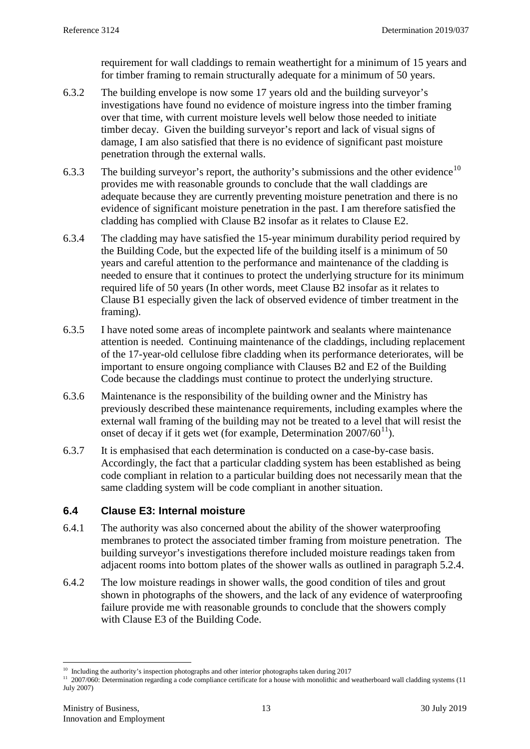requirement for wall claddings to remain weathertight for a minimum of 15 years and for timber framing to remain structurally adequate for a minimum of 50 years.

6.3.2 The building envelope is now some 17 years old and the building surveyor's investigations have found no evidence of moisture ingress into the timber framing over that time, with current moisture levels well below those needed to initiate timber decay. Given the building surveyor's report and lack of visual signs of damage, I am also satisfied that there is no evidence of significant past moisture penetration through the external walls.

6.3.3 The building surveyor's report, the authority's submissions and the other evidence[10] provides me with reasonable grounds to conclude that the wall claddings are adequate because they are currently preventing moisture penetration and there is no evidence of significant moisture penetration in the past. I am therefore satisfied the cladding has complied with Clause B2 insofar as it relates to Clause E2.

6.3.4 The cladding may have satisfied the 15-year minimum durability period required by the Building Code, but the expected life of the building itself is a minimum of 50 years and careful attention to the performance and maintenance of the cladding is needed to ensure that it continues to protect the underlying structure for its minimum required life of 50 years (In other words, meet Clause B2 insofar as it relates to Clause B1 especially given the lack of observed evidence of timber treatment in the framing).

6.3.5 I have noted some areas of incomplete paintwork and sealants where maintenance attention is needed. Continuing maintenance of the claddings, including replacement of the 17-year-old cellulose fibre cladding when its performance deteriorates, will be important to ensure ongoing compliance with Clauses B2 and E2 of the Building Code because the claddings must continue to protect the underlying structure.

6.3.6 Maintenance is the responsibility of the building owner and the Ministry has previously described these maintenance requirements, including examples where the external wall framing of the building may not be treated to a level that will resist the onset of decay if it gets wet (for example, Determination 2007/60[11]).

6.3.7 It is emphasised that each determination is conducted on a case-by-case basis. Accordingly, the fact that a particular cladding system has been established as being code compliant in relation to a particular building does not necessarily mean that the same cladding system will be code compliant in another situation.

## 6.4 Clause E3: Internal moisture

6.4.1 The authority was also concerned about the ability of the shower waterproofing membranes to protect the associated timber framing from moisture penetration. The building surveyor's investigations therefore included moisture readings taken from adjacent rooms into bottom plates of the shower walls as outlined in paragraph 5.2.4.

6.4.2 The low moisture readings in shower walls, the good condition of tiles and grout shown in photographs of the showers, and the lack of any evidence of waterproofing failure provide me with reasonable grounds to conclude that the showers comply with Clause E3 of the Building Code.

---

[10] Including the authority's inspection photographs and other interior photographs taken during 2017

[11] 2007/060: Determination regarding a code compliance certificate for a house with monolithic and weatherboard wall cladding systems (11 July 2007)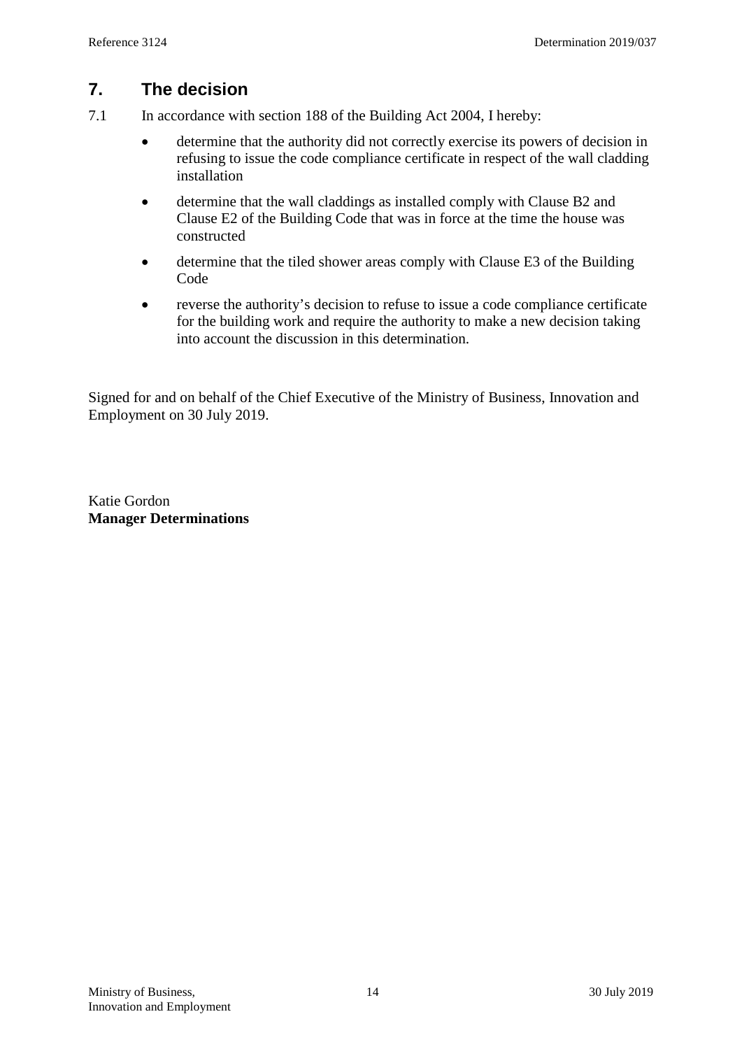## 7. The decision

7.1 In accordance with section 188 of the Building Act 2004, I hereby:

- determine that the authority did not correctly exercise its powers of decision in refusing to issue the code compliance certificate in respect of the wall cladding installation
- determine that the wall claddings as installed comply with Clause B2 and Clause E2 of the Building Code that was in force at the time the house was constructed
- determine that the tiled shower areas comply with Clause E3 of the Building Code
- reverse the authority's decision to refuse to issue a code compliance certificate for the building work and require the authority to make a new decision taking into account the discussion in this determination.

Signed for and on behalf of the Chief Executive of the Ministry of Business, Innovation and Employment on 30 July 2019.

Katie Gordon
**Manager Determinations**